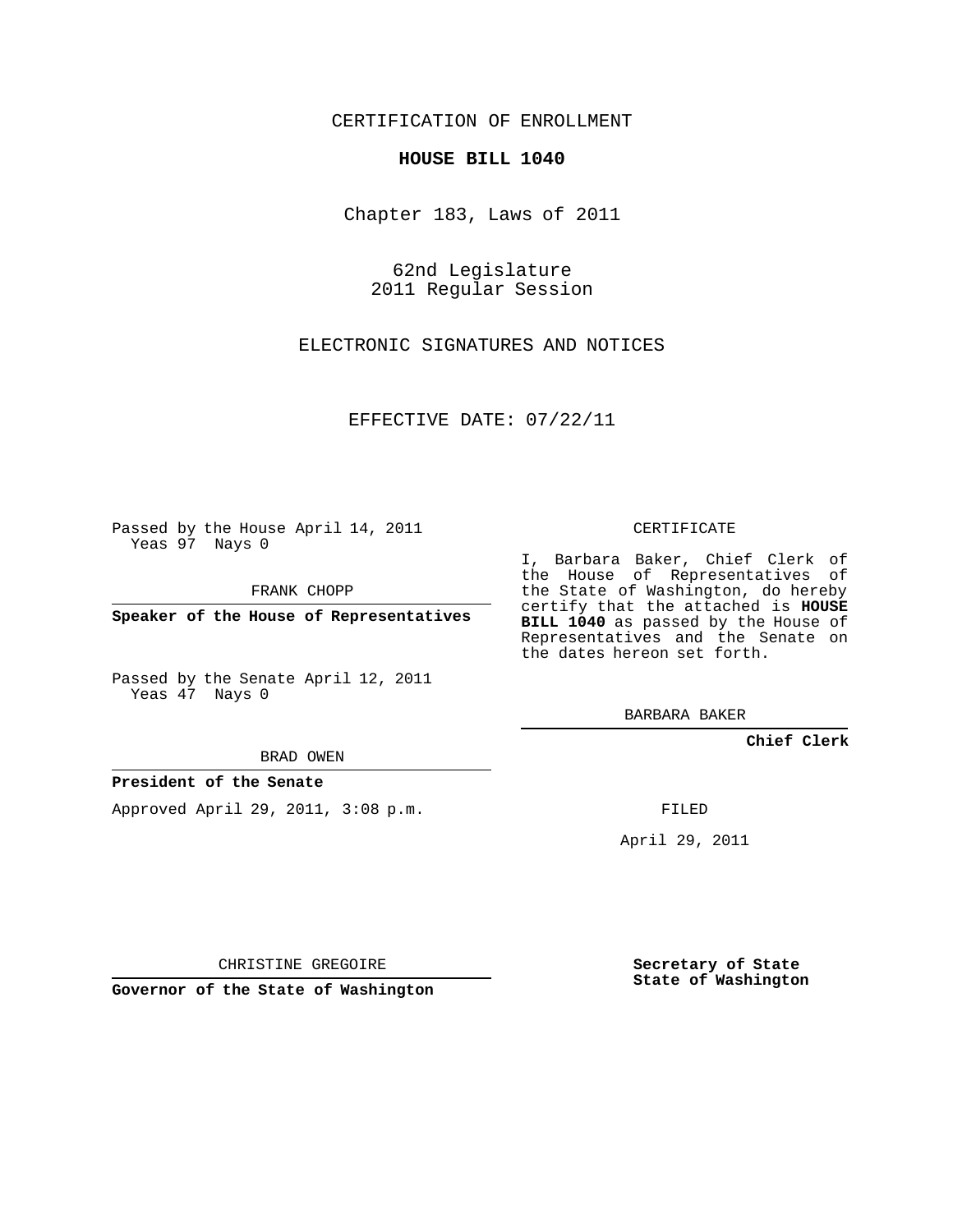CERTIFICATION OF ENROLLMENT

**HOUSE BILL 1040**

Chapter 183, Laws of 2011

62nd Legislature
2011 Regular Session

ELECTRONIC SIGNATURES AND NOTICES

EFFECTIVE DATE: 07/22/11

Passed by the House April 14, 2011
Yeas 97 Nays 0

FRANK CHOPP

**Speaker of the House of Representatives**

Passed by the Senate April 12, 2011
Yeas 47 Nays 0

BRAD OWEN

**President of the Senate**

Approved April 29, 2011, 3:08 p.m.

CHRISTINE GREGOIRE

**Governor of the State of Washington**

CERTIFICATE

I, Barbara Baker, Chief Clerk of the House of Representatives of the State of Washington, do hereby certify that the attached is **HOUSE BILL 1040** as passed by the House of Representatives and the Senate on the dates hereon set forth.

BARBARA BAKER

**Chief Clerk**

FILED

April 29, 2011

**Secretary of State**
**State of Washington**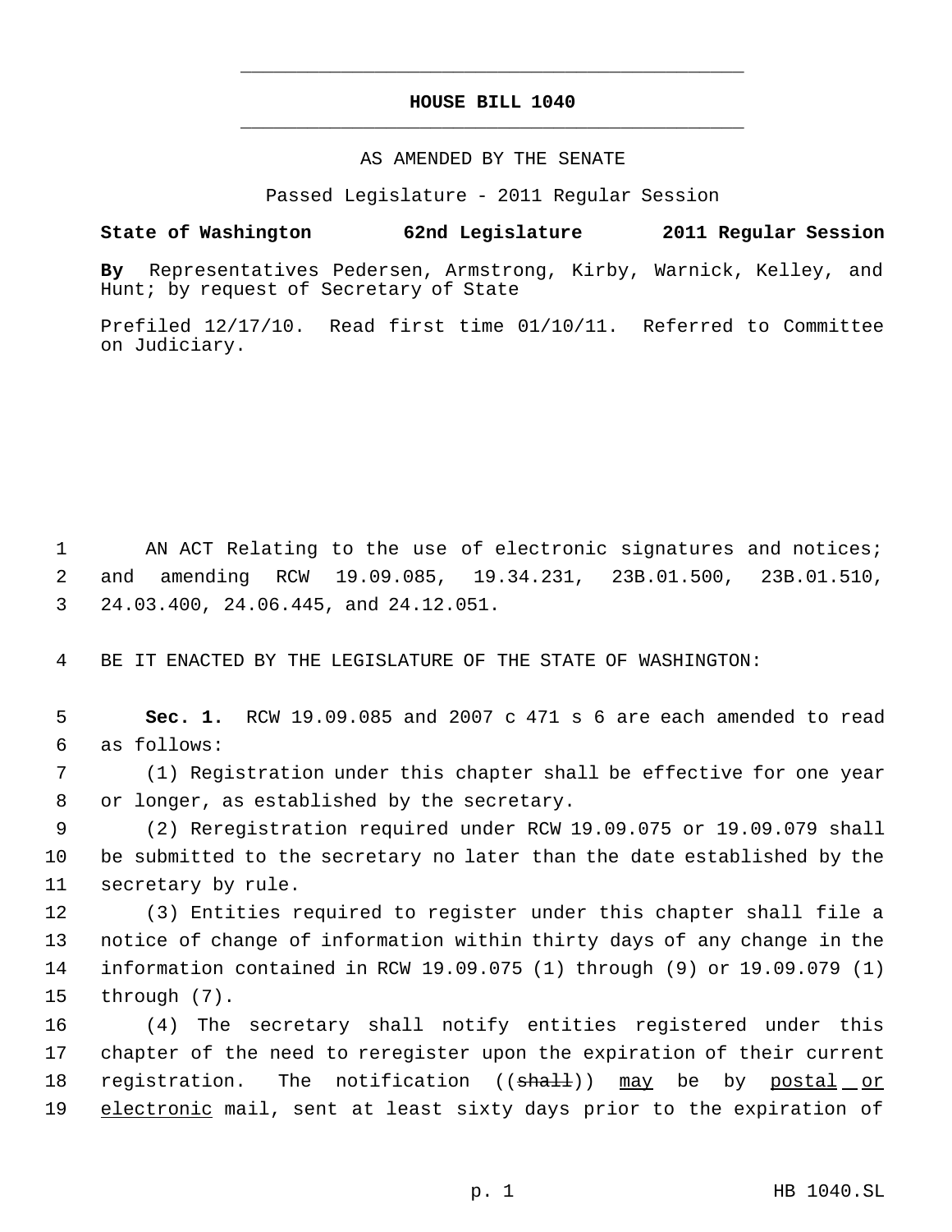# HOUSE BILL 1040

AS AMENDED BY THE SENATE

Passed Legislature - 2011 Regular Session

**State of Washington 62nd Legislature 2011 Regular Session**

**By** Representatives Pedersen, Armstrong, Kirby, Warnick, Kelley, and Hunt; by request of Secretary of State

Prefiled 12/17/10. Read first time 01/10/11. Referred to Committee on Judiciary.

1 AN ACT Relating to the use of electronic signatures and notices;
2 and amending RCW 19.09.085, 19.34.231, 23B.01.500, 23B.01.510,
3 24.03.400, 24.06.445, and 24.12.051.

4 BE IT ENACTED BY THE LEGISLATURE OF THE STATE OF WASHINGTON:

5 **Sec. 1.** RCW 19.09.085 and 2007 c 471 s 6 are each amended to read
6 as follows:

7 (1) Registration under this chapter shall be effective for one year
8 or longer, as established by the secretary.

9 (2) Reregistration required under RCW 19.09.075 or 19.09.079 shall
10 be submitted to the secretary no later than the date established by the
11 secretary by rule.

12 (3) Entities required to register under this chapter shall file a
13 notice of change of information within thirty days of any change in the
14 information contained in RCW 19.09.075 (1) through (9) or 19.09.079 (1)
15 through (7).

16 (4) The secretary shall notify entities registered under this
17 chapter of the need to reregister upon the expiration of their current
18 registration. The notification ((~~shall~~)) <u>may</u> be by <u>postal or</u>
19 <u>electronic</u> mail, sent at least sixty days prior to the expiration of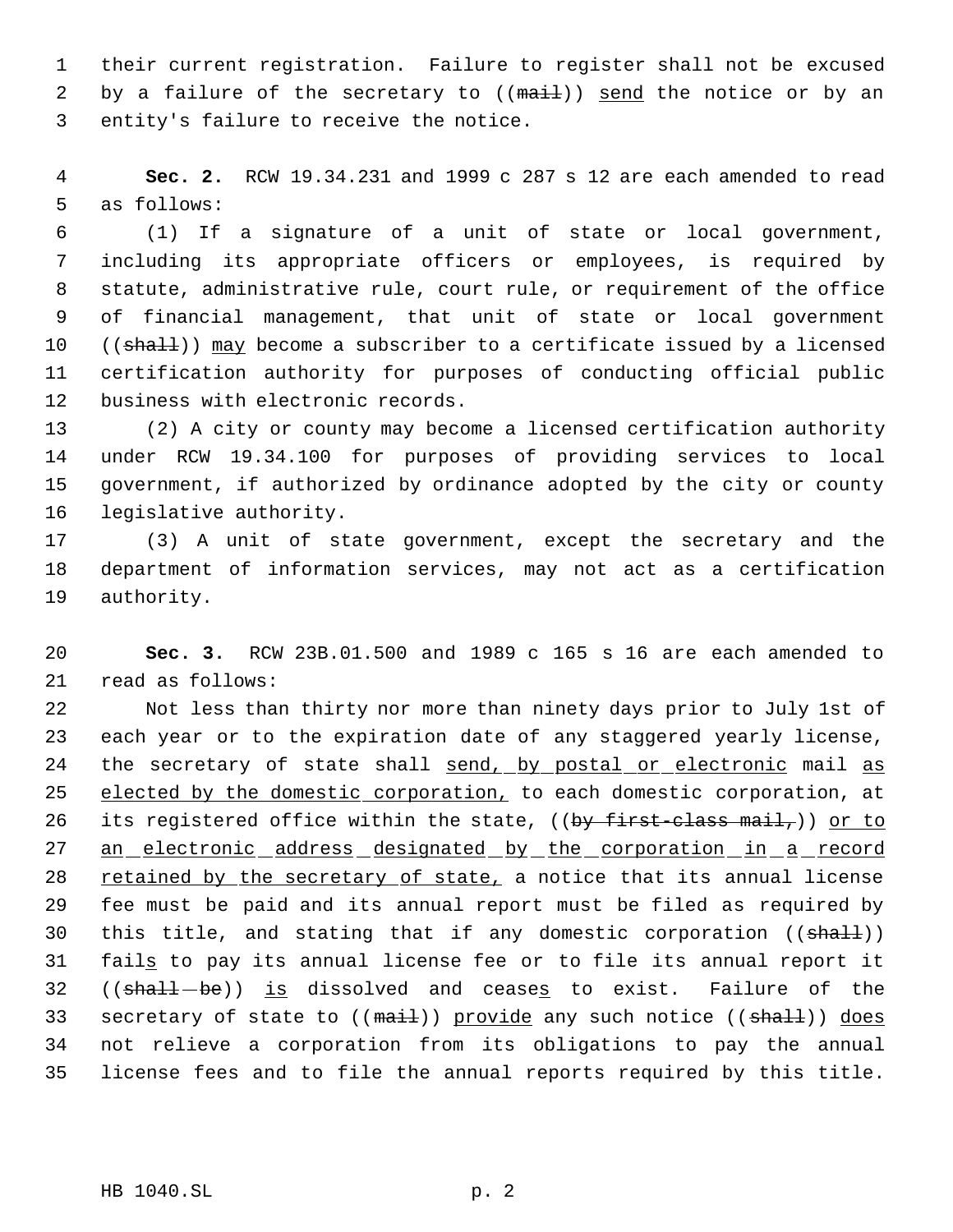their current registration. Failure to register shall not be excused by a failure of the secretary to ((~~mail~~)) <u>send</u> the notice or by an entity's failure to receive the notice.

**Sec. 2.** RCW 19.34.231 and 1999 c 287 s 12 are each amended to read as follows:

(1) If a signature of a unit of state or local government, including its appropriate officers or employees, is required by statute, administrative rule, court rule, or requirement of the office of financial management, that unit of state or local government ((~~shall~~)) <u>may</u> become a subscriber to a certificate issued by a licensed certification authority for purposes of conducting official public business with electronic records.

(2) A city or county may become a licensed certification authority under RCW 19.34.100 for purposes of providing services to local government, if authorized by ordinance adopted by the city or county legislative authority.

(3) A unit of state government, except the secretary and the department of information services, may not act as a certification authority.

**Sec. 3.** RCW 23B.01.500 and 1989 c 165 s 16 are each amended to read as follows:

Not less than thirty nor more than ninety days prior to July 1st of each year or to the expiration date of any staggered yearly license, the secretary of state shall <u>send, by postal or electronic</u> mail <u>as elected by the domestic corporation,</u> to each domestic corporation, at its registered office within the state, ((~~by first-class mail,~~)) <u>or to an electronic address designated by the corporation in a record retained by the secretary of state,</u> a notice that its annual license fee must be paid and its annual report must be filed as required by this title, and stating that if any domestic corporation ((~~shall~~)) fail<u>s</u> to pay its annual license fee or to file its annual report it ((~~shall be~~)) <u>is</u> dissolved and cease<u>s</u> to exist. Failure of the secretary of state to ((~~mail~~)) <u>provide</u> any such notice ((~~shall~~)) <u>does</u> not relieve a corporation from its obligations to pay the annual license fees and to file the annual reports required by this title.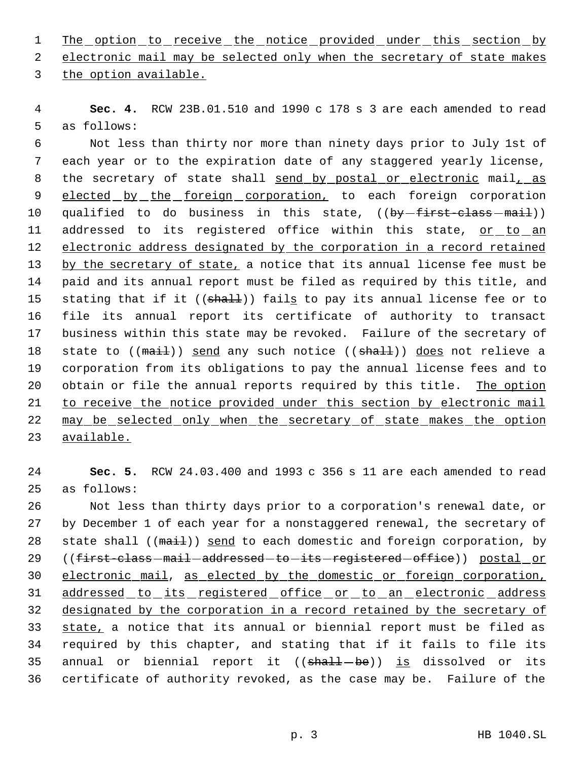The option to receive the notice provided under this section by electronic mail may be selected only when the secretary of state makes the option available.

**Sec. 4.** RCW 23B.01.510 and 1990 c 178 s 3 are each amended to read as follows:

Not less than thirty nor more than ninety days prior to July 1st of each year or to the expiration date of any staggered yearly license, the secretary of state shall send by postal or electronic mail, as elected by the foreign corporation, to each foreign corporation qualified to do business in this state, ((by first-class mail)) addressed to its registered office within this state, or to an electronic address designated by the corporation in a record retained by the secretary of state, a notice that its annual license fee must be paid and its annual report must be filed as required by this title, and stating that if it ((shall)) fails to pay its annual license fee or to file its annual report its certificate of authority to transact business within this state may be revoked. Failure of the secretary of state to ((mail)) send any such notice ((shall)) does not relieve a corporation from its obligations to pay the annual license fees and to obtain or file the annual reports required by this title. The option to receive the notice provided under this section by electronic mail may be selected only when the secretary of state makes the option available.

**Sec. 5.** RCW 24.03.400 and 1993 c 356 s 11 are each amended to read as follows:

Not less than thirty days prior to a corporation's renewal date, or by December 1 of each year for a nonstaggered renewal, the secretary of state shall ((mail)) send to each domestic and foreign corporation, by ((first-class mail addressed to its registered office)) postal or electronic mail, as elected by the domestic or foreign corporation, addressed to its registered office or to an electronic address designated by the corporation in a record retained by the secretary of state, a notice that its annual or biennial report must be filed as required by this chapter, and stating that if it fails to file its annual or biennial report it ((shall be)) is dissolved or its certificate of authority revoked, as the case may be. Failure of the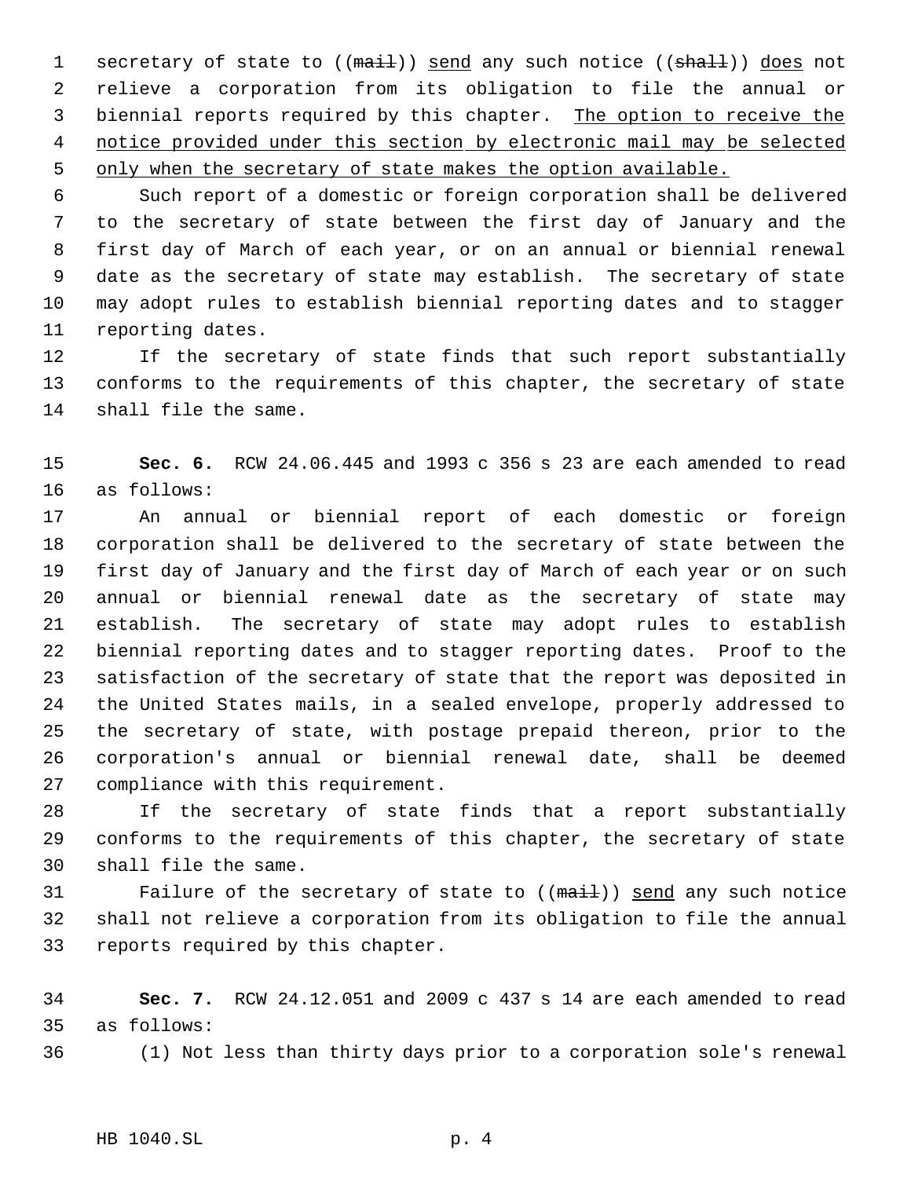secretary of state to ((~~mail~~)) <u>send</u> any such notice ((~~shall~~)) <u>does</u> not relieve a corporation from its obligation to file the annual or biennial reports required by this chapter. <u>The option to receive the notice provided under this section by electronic mail may be selected only when the secretary of state makes the option available.</u>

Such report of a domestic or foreign corporation shall be delivered to the secretary of state between the first day of January and the first day of March of each year, or on an annual or biennial renewal date as the secretary of state may establish. The secretary of state may adopt rules to establish biennial reporting dates and to stagger reporting dates.

If the secretary of state finds that such report substantially conforms to the requirements of this chapter, the secretary of state shall file the same.

**Sec. 6.** RCW 24.06.445 and 1993 c 356 s 23 are each amended to read as follows:

An annual or biennial report of each domestic or foreign corporation shall be delivered to the secretary of state between the first day of January and the first day of March of each year or on such annual or biennial renewal date as the secretary of state may establish. The secretary of state may adopt rules to establish biennial reporting dates and to stagger reporting dates. Proof to the satisfaction of the secretary of state that the report was deposited in the United States mails, in a sealed envelope, properly addressed to the secretary of state, with postage prepaid thereon, prior to the corporation's annual or biennial renewal date, shall be deemed compliance with this requirement.

If the secretary of state finds that a report substantially conforms to the requirements of this chapter, the secretary of state shall file the same.

Failure of the secretary of state to ((~~mail~~)) <u>send</u> any such notice shall not relieve a corporation from its obligation to file the annual reports required by this chapter.

**Sec. 7.** RCW 24.12.051 and 2009 c 437 s 14 are each amended to read as follows:

(1) Not less than thirty days prior to a corporation sole's renewal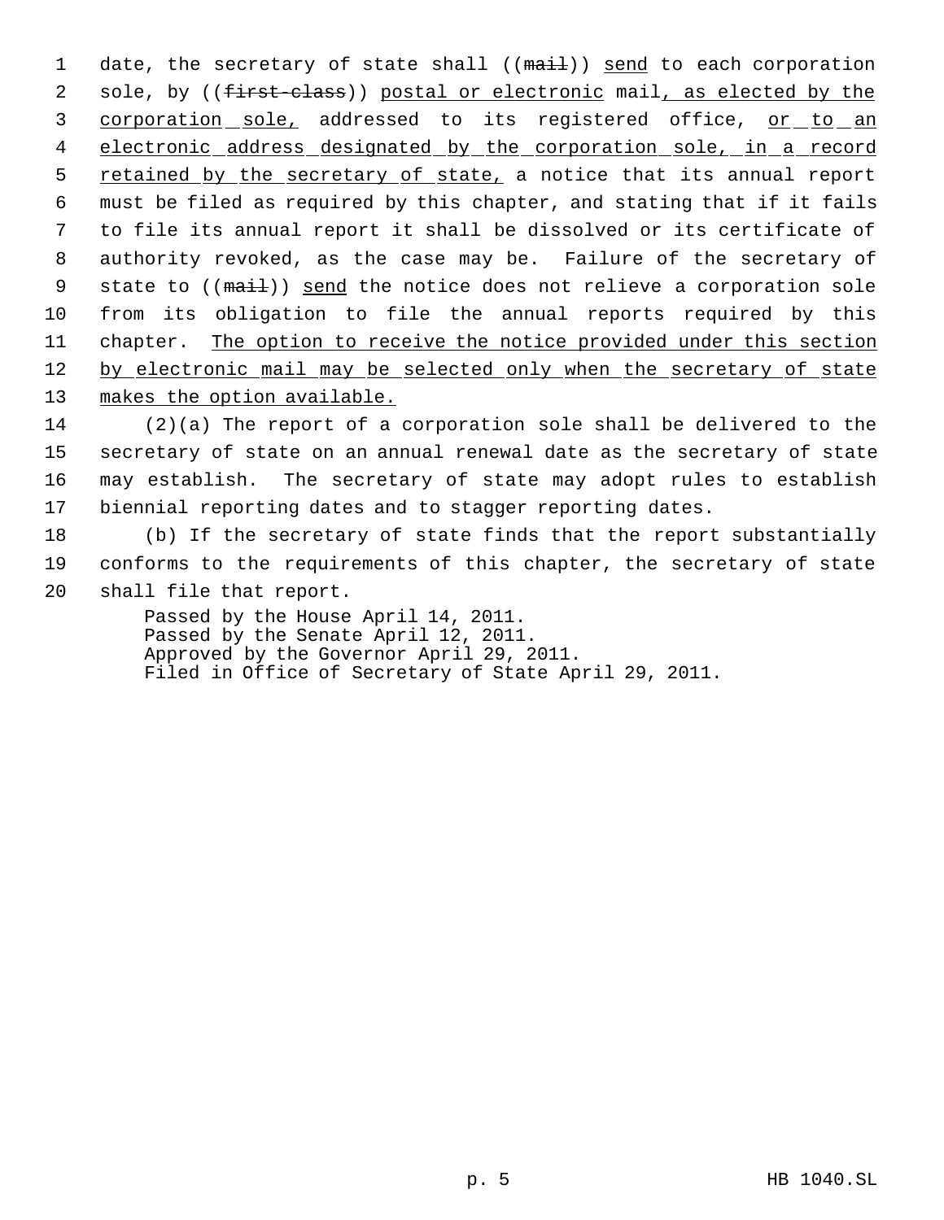date, the secretary of state shall ((~~mail~~)) <u>send</u> to each corporation sole, by ((~~first-class~~)) <u>postal or electronic</u> mail<u>, as elected by the corporation sole,</u> addressed to its registered office, <u>or to an electronic address designated by the corporation sole, in a record retained by the secretary of state,</u> a notice that its annual report must be filed as required by this chapter, and stating that if it fails to file its annual report it shall be dissolved or its certificate of authority revoked, as the case may be. Failure of the secretary of state to ((~~mail~~)) <u>send</u> the notice does not relieve a corporation sole from its obligation to file the annual reports required by this chapter. <u>The option to receive the notice provided under this section by electronic mail may be selected only when the secretary of state makes the option available.</u>

(2)(a) The report of a corporation sole shall be delivered to the secretary of state on an annual renewal date as the secretary of state may establish. The secretary of state may adopt rules to establish biennial reporting dates and to stagger reporting dates.

(b) If the secretary of state finds that the report substantially conforms to the requirements of this chapter, the secretary of state shall file that report.

Passed by the House April 14, 2011.
Passed by the Senate April 12, 2011.
Approved by the Governor April 29, 2011.
Filed in Office of Secretary of State April 29, 2011.